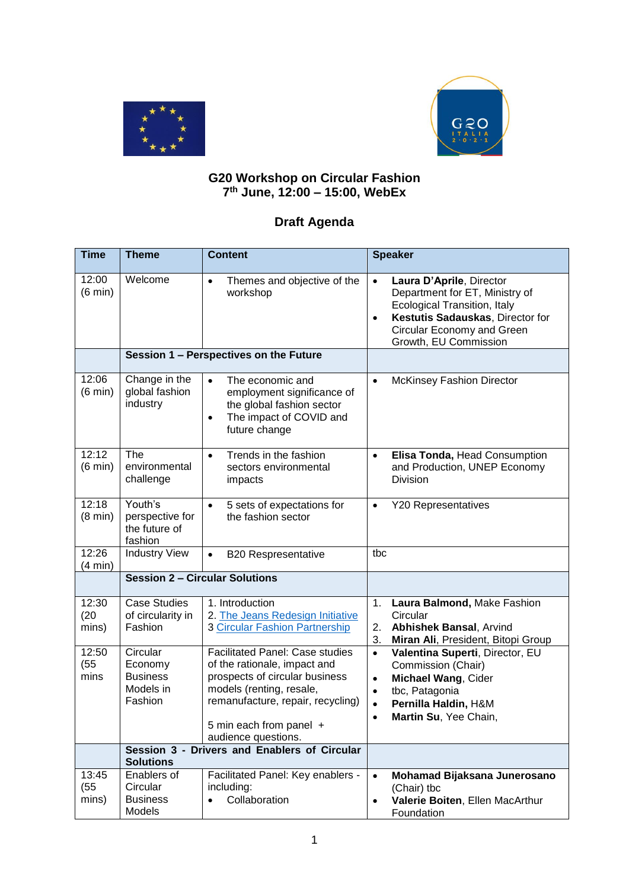# G20 Workshop on Circular Fashion

**7th June, 12:00 – 15:00, WebEx**

## Draft Agenda

| Time | Theme | Content | Speaker |
|---|---|---|---|
| 12:00 (6 min) | Welcome | • Themes and objective of the workshop | • **Laura D'Aprile**, Director Department for ET, Ministry of Ecological Transition, Italy<br>• **Kestutis Sadauskas**, Director for Circular Economy and Green Growth, EU Commission |
| | **Session 1 – Perspectives on the Future** | | |
| 12:06 (6 min) | Change in the global fashion industry | • The economic and employment significance of the global fashion sector<br>• The impact of COVID and future change | • McKinsey Fashion Director |
| 12:12 (6 min) | The environmental challenge | • Trends in the fashion sectors environmental impacts | • **Elisa Tonda,** Head Consumption and Production, UNEP Economy Division |
| 12:18 (8 min) | Youth's perspective for the future of fashion | • 5 sets of expectations for the fashion sector | • Y20 Representatives |
| 12:26 (4 min) | Industry View | • B20 Respresentative | tbc |
| | **Session 2 – Circular Solutions** | | |
| 12:30 (20 mins) | Case Studies of circularity in Fashion | 1. Introduction<br>2. The Jeans Redesign Initiative<br>3 Circular Fashion Partnership | 1. **Laura Balmond,** Make Fashion Circular<br>2. **Abhishek Bansal**, Arvind<br>3. **Miran Ali**, President, Bitopi Group |
| 12:50 (55 mins | Circular Economy Business Models in Fashion | Facilitated Panel: Case studies of the rationale, impact and prospects of circular business models (renting, resale, remanufacture, repair, recycling)<br><br>5 min each from panel + audience questions. | • **Valentina Superti**, Director, EU Commission (Chair)<br>• **Michael Wang**, Cider<br>• tbc, Patagonia<br>• **Pernilla Haldin,** H&M<br>• **Martin Su**, Yee Chain, |
| | **Session 3 - Drivers and Enablers of Circular Solutions** | | |
| 13:45 (55 mins) | Enablers of Circular Business Models | Facilitated Panel: Key enablers - including:<br>• Collaboration | • **Mohamad Bijaksana Junerosano** (Chair) tbc<br>• **Valerie Boiten**, Ellen MacArthur Foundation |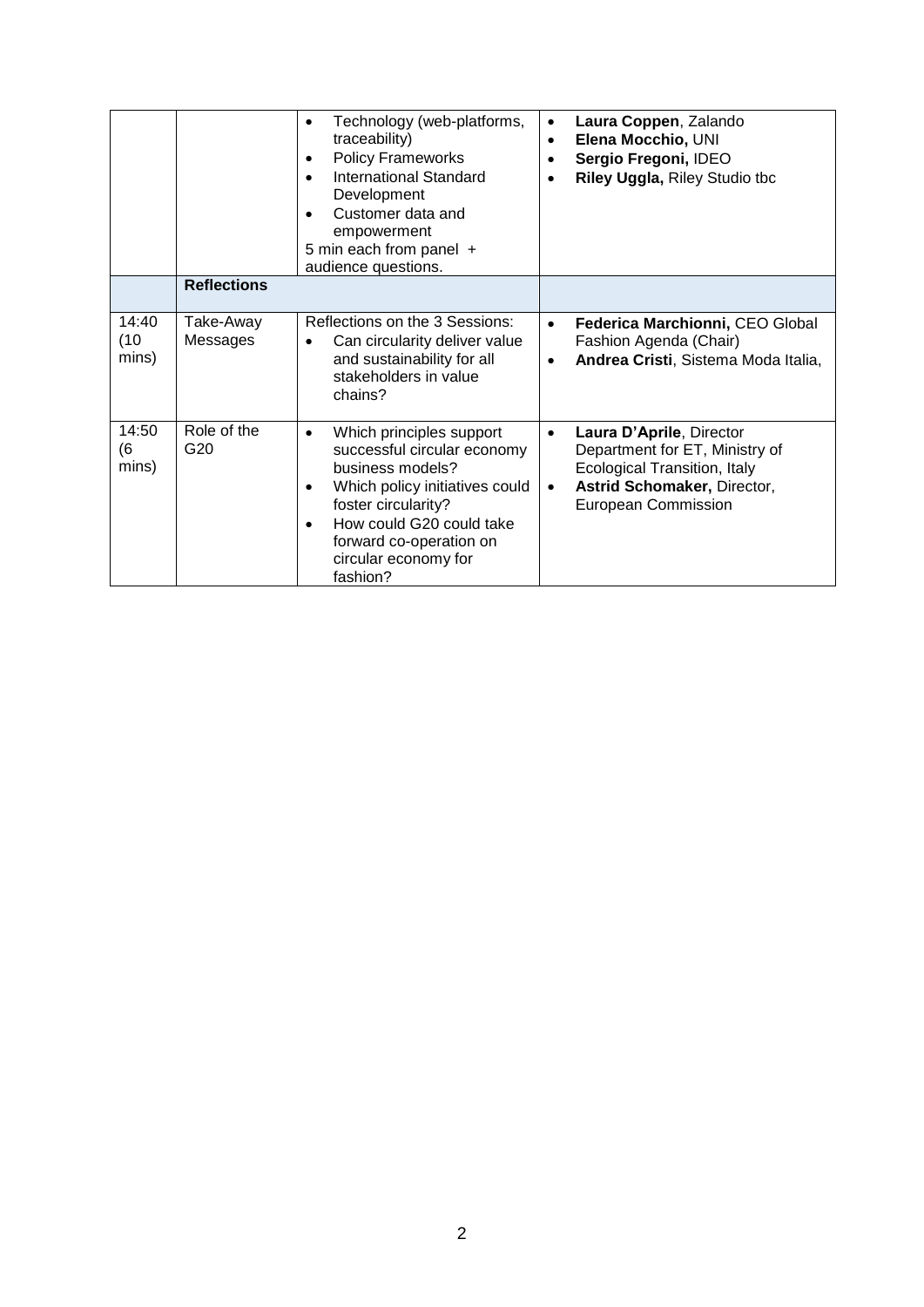| | | | |
|---|---|---|---|
| | | • Technology (web-platforms, traceability)<br>• Policy Frameworks<br>• International Standard Development<br>• Customer data and empowerment<br>5 min each from panel + audience questions. | • **Laura Coppen**, Zalando<br>• **Elena Mocchio,** UNI<br>• **Sergio Fregoni,** IDEO<br>• **Riley Uggla,** Riley Studio tbc |
| | **Reflections** | | |
| 14:40 (10 mins) | Take-Away Messages | Reflections on the 3 Sessions:<br>• Can circularity deliver value and sustainability for all stakeholders in value chains? | • **Federica Marchionni,** CEO Global Fashion Agenda (Chair)<br>• **Andrea Cristi**, Sistema Moda Italia, |
| 14:50 (6 mins) | Role of the G20 | • Which principles support successful circular economy business models?<br>• Which policy initiatives could foster circularity?<br>• How could G20 could take forward co-operation on circular economy for fashion? | • **Laura D'Aprile**, Director Department for ET, Ministry of Ecological Transition, Italy<br>• **Astrid Schomaker,** Director, European Commission |